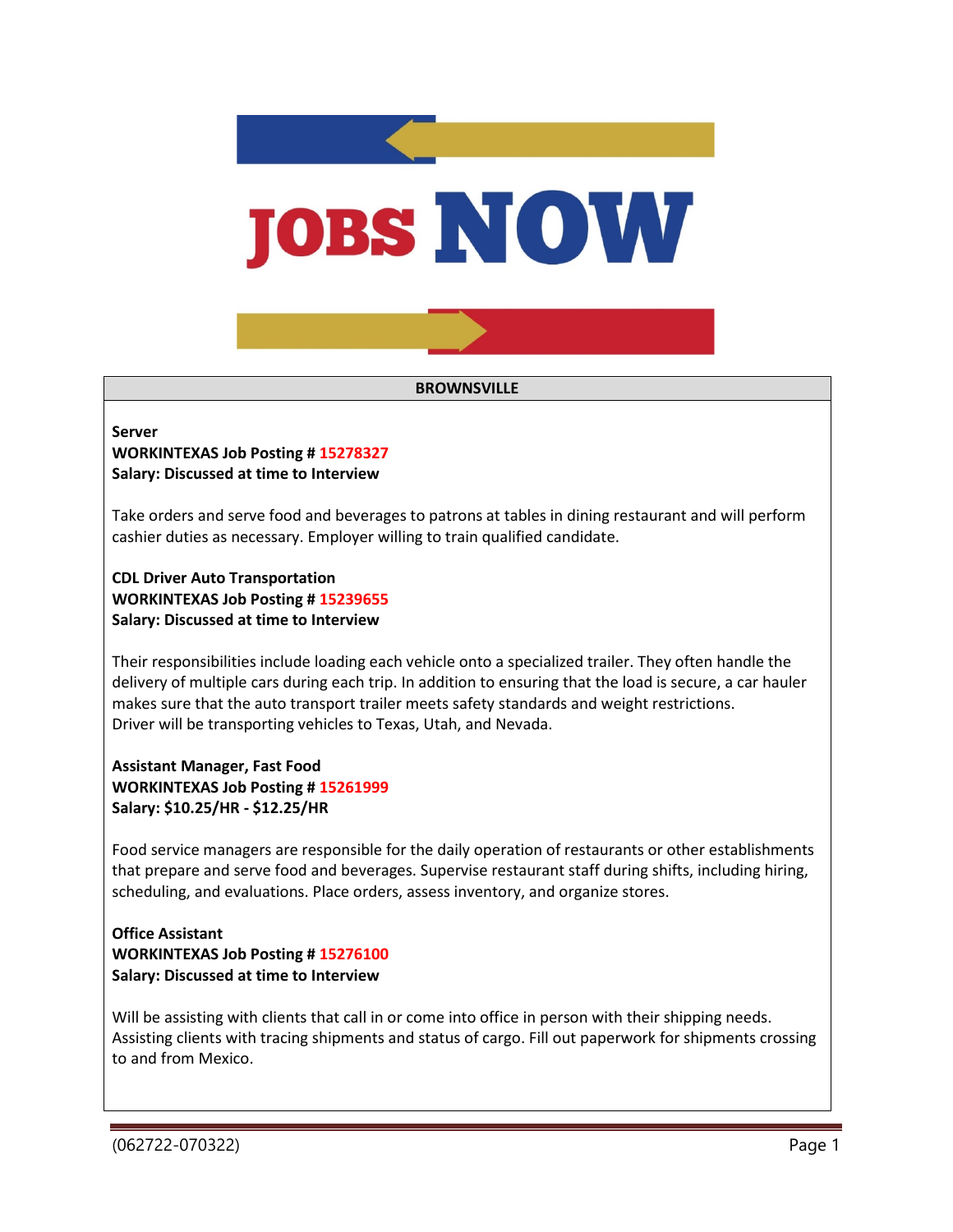# JOBS NOW

## BROWNSVILLE

**Server**
**WORKINTEXAS Job Posting # 15278327**
**Salary: Discussed at time to Interview**

Take orders and serve food and beverages to patrons at tables in dining restaurant and will perform cashier duties as necessary. Employer willing to train qualified candidate.

**CDL Driver Auto Transportation**
**WORKINTEXAS Job Posting # 15239655**
**Salary: Discussed at time to Interview**

Their responsibilities include loading each vehicle onto a specialized trailer. They often handle the delivery of multiple cars during each trip. In addition to ensuring that the load is secure, a car hauler makes sure that the auto transport trailer meets safety standards and weight restrictions.
Driver will be transporting vehicles to Texas, Utah, and Nevada.

**Assistant Manager, Fast Food**
**WORKINTEXAS Job Posting # 15261999**
**Salary: $10.25/HR - $12.25/HR**

Food service managers are responsible for the daily operation of restaurants or other establishments that prepare and serve food and beverages. Supervise restaurant staff during shifts, including hiring, scheduling, and evaluations. Place orders, assess inventory, and organize stores.

**Office Assistant**
**WORKINTEXAS Job Posting # 15276100**
**Salary: Discussed at time to Interview**

Will be assisting with clients that call in or come into office in person with their shipping needs. Assisting clients with tracing shipments and status of cargo. Fill out paperwork for shipments crossing to and from Mexico.

(062722-070322)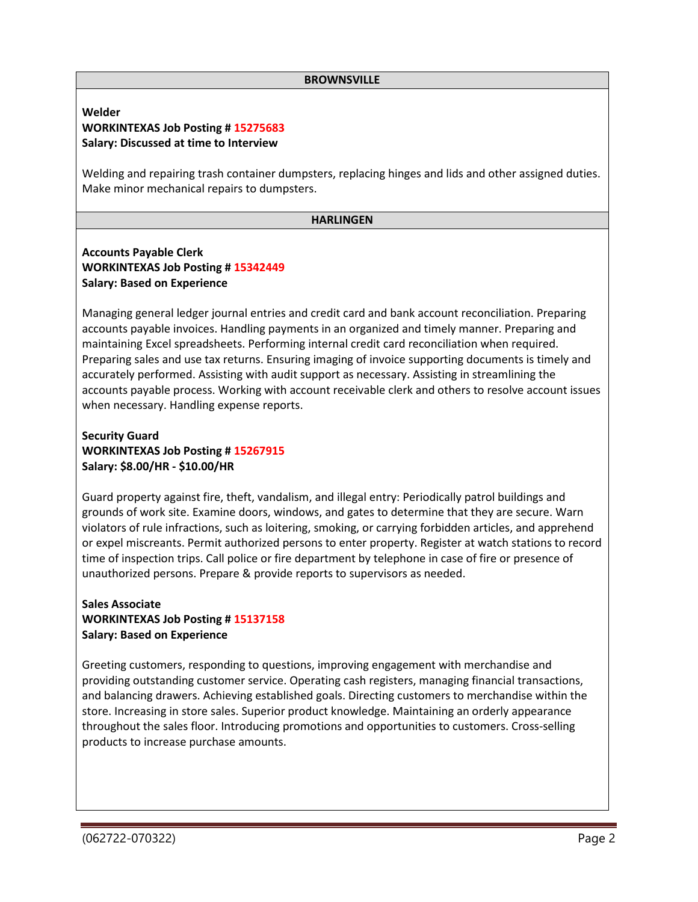## BROWNSVILLE

**Welder**
**WORKINTEXAS Job Posting # 15275683**
**Salary: Discussed at time to Interview**

Welding and repairing trash container dumpsters, replacing hinges and lids and other assigned duties. Make minor mechanical repairs to dumpsters.

## HARLINGEN

**Accounts Payable Clerk**
**WORKINTEXAS Job Posting # 15342449**
**Salary: Based on Experience**

Managing general ledger journal entries and credit card and bank account reconciliation. Preparing accounts payable invoices. Handling payments in an organized and timely manner. Preparing and maintaining Excel spreadsheets. Performing internal credit card reconciliation when required. Preparing sales and use tax returns. Ensuring imaging of invoice supporting documents is timely and accurately performed. Assisting with audit support as necessary. Assisting in streamlining the accounts payable process. Working with account receivable clerk and others to resolve account issues when necessary. Handling expense reports.

**Security Guard**
**WORKINTEXAS Job Posting # 15267915**
**Salary: $8.00/HR - $10.00/HR**

Guard property against fire, theft, vandalism, and illegal entry: Periodically patrol buildings and grounds of work site. Examine doors, windows, and gates to determine that they are secure. Warn violators of rule infractions, such as loitering, smoking, or carrying forbidden articles, and apprehend or expel miscreants. Permit authorized persons to enter property. Register at watch stations to record time of inspection trips. Call police or fire department by telephone in case of fire or presence of unauthorized persons. Prepare & provide reports to supervisors as needed.

**Sales Associate**
**WORKINTEXAS Job Posting # 15137158**
**Salary: Based on Experience**

Greeting customers, responding to questions, improving engagement with merchandise and providing outstanding customer service. Operating cash registers, managing financial transactions, and balancing drawers. Achieving established goals. Directing customers to merchandise within the store. Increasing in store sales. Superior product knowledge. Maintaining an orderly appearance throughout the sales floor. Introducing promotions and opportunities to customers. Cross-selling products to increase purchase amounts.

(062722-070322)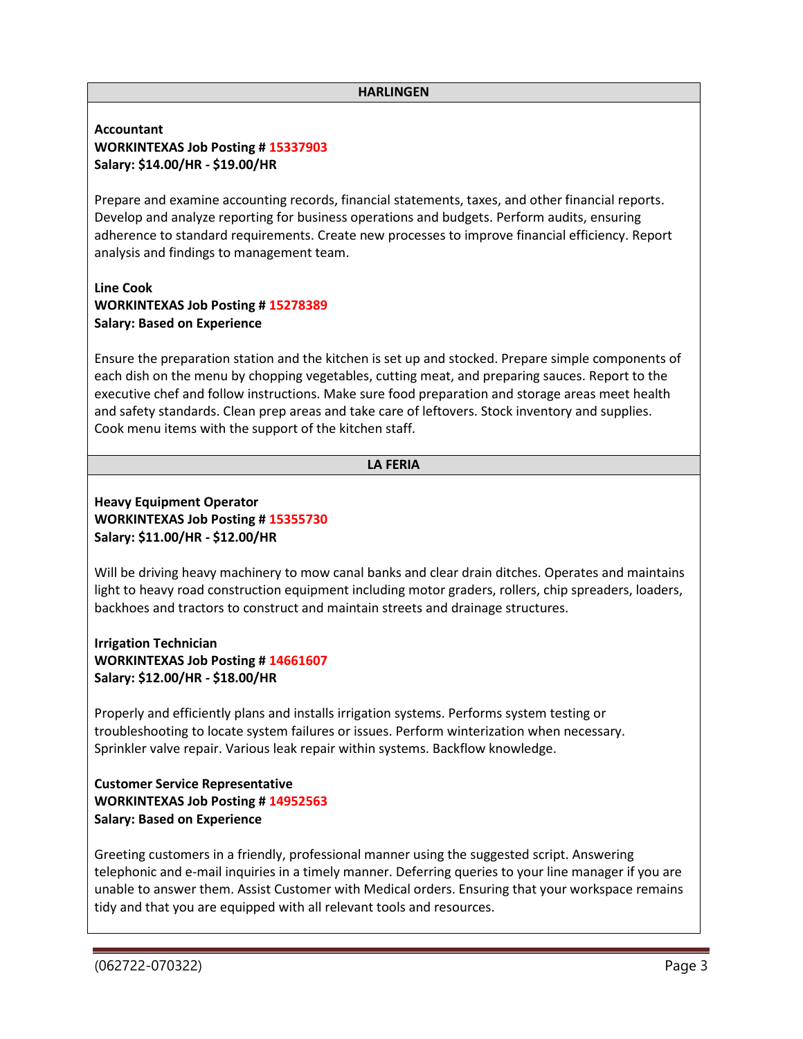## HARLINGEN

**Accountant**
**WORKINTEXAS Job Posting # 15337903**
**Salary: $14.00/HR - $19.00/HR**

Prepare and examine accounting records, financial statements, taxes, and other financial reports. Develop and analyze reporting for business operations and budgets. Perform audits, ensuring adherence to standard requirements. Create new processes to improve financial efficiency. Report analysis and findings to management team.

**Line Cook**
**WORKINTEXAS Job Posting # 15278389**
**Salary: Based on Experience**

Ensure the preparation station and the kitchen is set up and stocked. Prepare simple components of each dish on the menu by chopping vegetables, cutting meat, and preparing sauces. Report to the executive chef and follow instructions. Make sure food preparation and storage areas meet health and safety standards. Clean prep areas and take care of leftovers. Stock inventory and supplies. Cook menu items with the support of the kitchen staff.

## LA FERIA

**Heavy Equipment Operator**
**WORKINTEXAS Job Posting # 15355730**
**Salary: $11.00/HR - $12.00/HR**

Will be driving heavy machinery to mow canal banks and clear drain ditches. Operates and maintains light to heavy road construction equipment including motor graders, rollers, chip spreaders, loaders, backhoes and tractors to construct and maintain streets and drainage structures.

**Irrigation Technician**
**WORKINTEXAS Job Posting # 14661607**
**Salary: $12.00/HR - $18.00/HR**

Properly and efficiently plans and installs irrigation systems. Performs system testing or troubleshooting to locate system failures or issues. Perform winterization when necessary. Sprinkler valve repair. Various leak repair within systems. Backflow knowledge.

**Customer Service Representative**
**WORKINTEXAS Job Posting # 14952563**
**Salary: Based on Experience**

Greeting customers in a friendly, professional manner using the suggested script. Answering telephonic and e-mail inquiries in a timely manner. Deferring queries to your line manager if you are unable to answer them. Assist Customer with Medical orders. Ensuring that your workspace remains tidy and that you are equipped with all relevant tools and resources.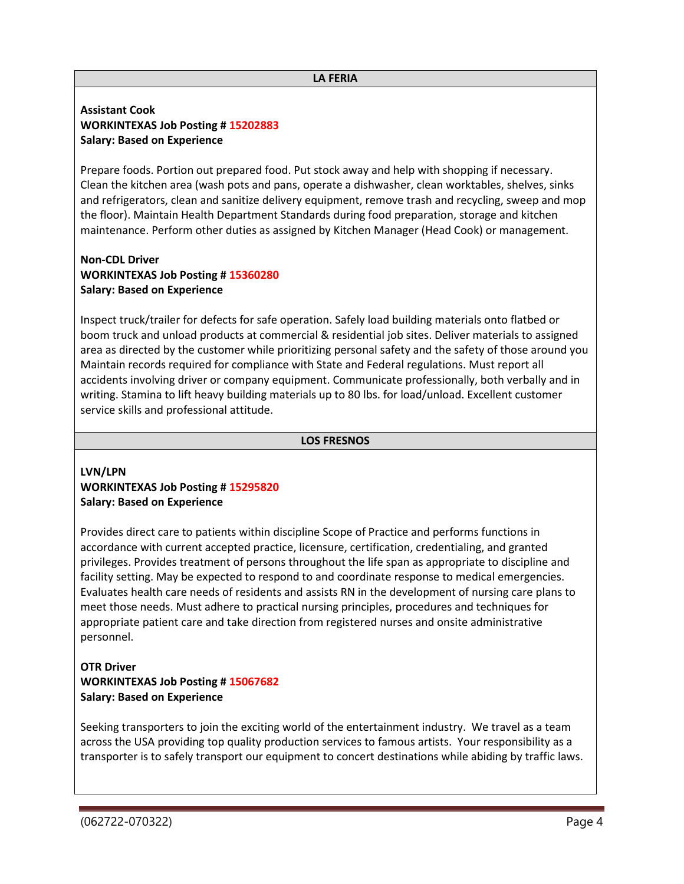## LA FERIA

**Assistant Cook**
**WORKINTEXAS Job Posting # 15202883**
**Salary: Based on Experience**

Prepare foods. Portion out prepared food. Put stock away and help with shopping if necessary. Clean the kitchen area (wash pots and pans, operate a dishwasher, clean worktables, shelves, sinks and refrigerators, clean and sanitize delivery equipment, remove trash and recycling, sweep and mop the floor). Maintain Health Department Standards during food preparation, storage and kitchen maintenance. Perform other duties as assigned by Kitchen Manager (Head Cook) or management.

**Non-CDL Driver**
**WORKINTEXAS Job Posting # 15360280**
**Salary: Based on Experience**

Inspect truck/trailer for defects for safe operation. Safely load building materials onto flatbed or boom truck and unload products at commercial & residential job sites. Deliver materials to assigned area as directed by the customer while prioritizing personal safety and the safety of those around you Maintain records required for compliance with State and Federal regulations. Must report all accidents involving driver or company equipment. Communicate professionally, both verbally and in writing. Stamina to lift heavy building materials up to 80 lbs. for load/unload. Excellent customer service skills and professional attitude.

## LOS FRESNOS

**LVN/LPN**
**WORKINTEXAS Job Posting # 15295820**
**Salary: Based on Experience**

Provides direct care to patients within discipline Scope of Practice and performs functions in accordance with current accepted practice, licensure, certification, credentialing, and granted privileges. Provides treatment of persons throughout the life span as appropriate to discipline and facility setting. May be expected to respond to and coordinate response to medical emergencies. Evaluates health care needs of residents and assists RN in the development of nursing care plans to meet those needs. Must adhere to practical nursing principles, procedures and techniques for appropriate patient care and take direction from registered nurses and onsite administrative personnel.

**OTR Driver**
**WORKINTEXAS Job Posting # 15067682**
**Salary: Based on Experience**

Seeking transporters to join the exciting world of the entertainment industry. We travel as a team across the USA providing top quality production services to famous artists. Your responsibility as a transporter is to safely transport our equipment to concert destinations while abiding by traffic laws.

(062722-070322)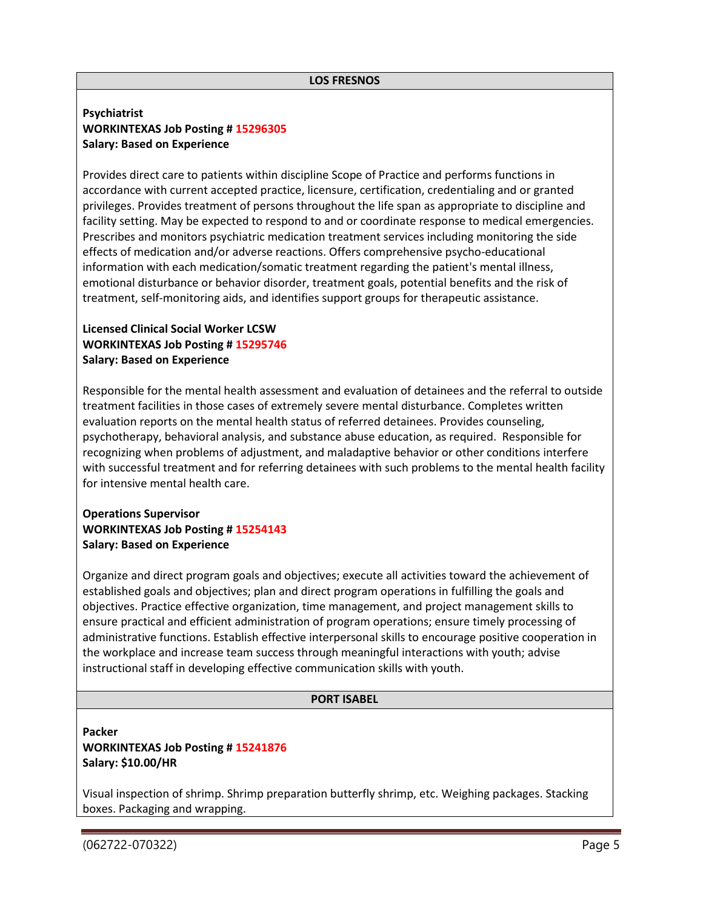## LOS FRESNOS

**Psychiatrist**
**WORKINTEXAS Job Posting # 15296305**
**Salary: Based on Experience**

Provides direct care to patients within discipline Scope of Practice and performs functions in accordance with current accepted practice, licensure, certification, credentialing and or granted privileges. Provides treatment of persons throughout the life span as appropriate to discipline and facility setting. May be expected to respond to and or coordinate response to medical emergencies. Prescribes and monitors psychiatric medication treatment services including monitoring the side effects of medication and/or adverse reactions. Offers comprehensive psycho-educational information with each medication/somatic treatment regarding the patient's mental illness, emotional disturbance or behavior disorder, treatment goals, potential benefits and the risk of treatment, self-monitoring aids, and identifies support groups for therapeutic assistance.

**Licensed Clinical Social Worker LCSW**
**WORKINTEXAS Job Posting # 15295746**
**Salary: Based on Experience**

Responsible for the mental health assessment and evaluation of detainees and the referral to outside treatment facilities in those cases of extremely severe mental disturbance. Completes written evaluation reports on the mental health status of referred detainees. Provides counseling, psychotherapy, behavioral analysis, and substance abuse education, as required. Responsible for recognizing when problems of adjustment, and maladaptive behavior or other conditions interfere with successful treatment and for referring detainees with such problems to the mental health facility for intensive mental health care.

**Operations Supervisor**
**WORKINTEXAS Job Posting # 15254143**
**Salary: Based on Experience**

Organize and direct program goals and objectives; execute all activities toward the achievement of established goals and objectives; plan and direct program operations in fulfilling the goals and objectives. Practice effective organization, time management, and project management skills to ensure practical and efficient administration of program operations; ensure timely processing of administrative functions. Establish effective interpersonal skills to encourage positive cooperation in the workplace and increase team success through meaningful interactions with youth; advise instructional staff in developing effective communication skills with youth.

## PORT ISABEL

**Packer**
**WORKINTEXAS Job Posting # 15241876**
**Salary: $10.00/HR**

Visual inspection of shrimp. Shrimp preparation butterfly shrimp, etc. Weighing packages. Stacking boxes. Packaging and wrapping.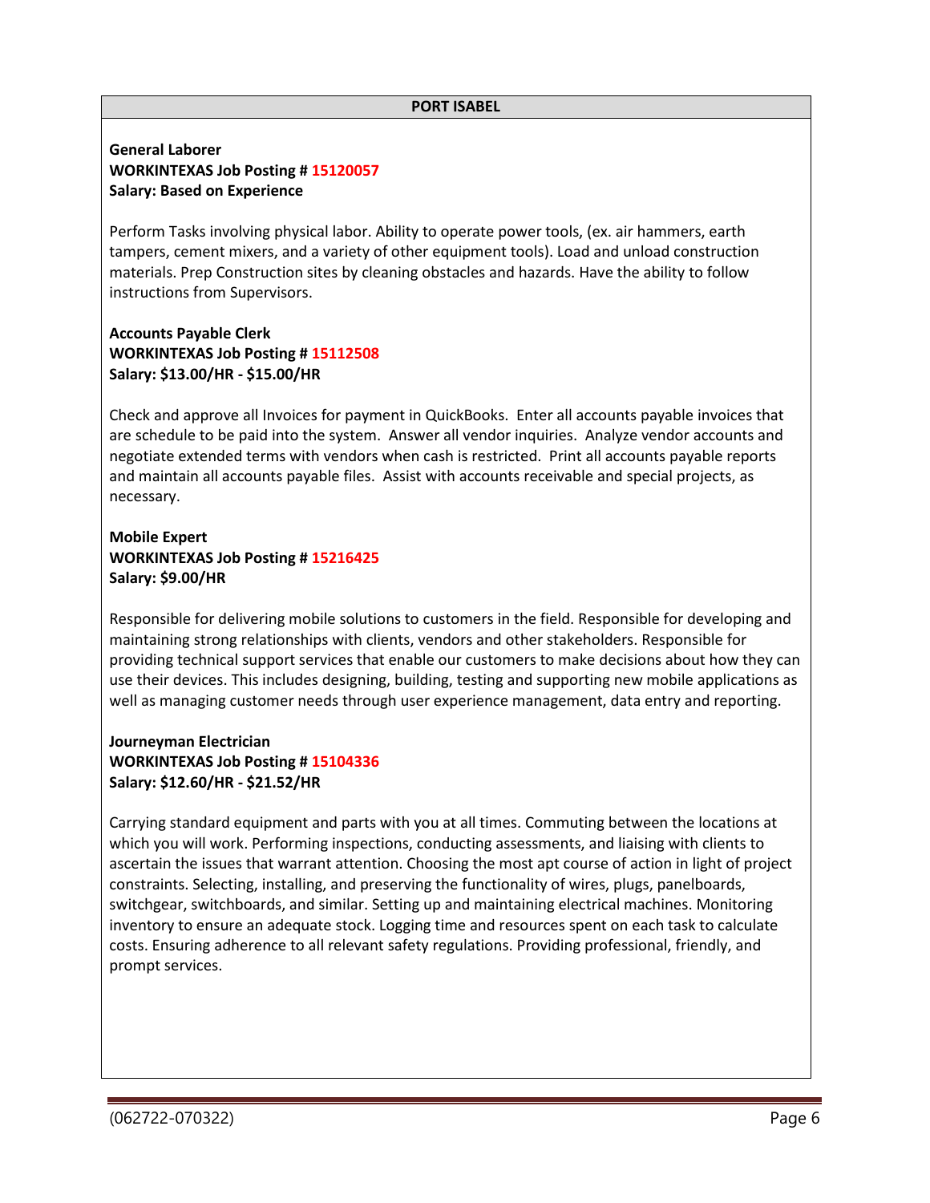## PORT ISABEL

**General Laborer**
**WORKINTEXAS Job Posting # 15120057**
**Salary: Based on Experience**

Perform Tasks involving physical labor. Ability to operate power tools, (ex. air hammers, earth tampers, cement mixers, and a variety of other equipment tools). Load and unload construction materials. Prep Construction sites by cleaning obstacles and hazards. Have the ability to follow instructions from Supervisors.

**Accounts Payable Clerk**
**WORKINTEXAS Job Posting # 15112508**
**Salary: $13.00/HR - $15.00/HR**

Check and approve all Invoices for payment in QuickBooks. Enter all accounts payable invoices that are schedule to be paid into the system. Answer all vendor inquiries. Analyze vendor accounts and negotiate extended terms with vendors when cash is restricted. Print all accounts payable reports and maintain all accounts payable files. Assist with accounts receivable and special projects, as necessary.

**Mobile Expert**
**WORKINTEXAS Job Posting # 15216425**
**Salary: $9.00/HR**

Responsible for delivering mobile solutions to customers in the field. Responsible for developing and maintaining strong relationships with clients, vendors and other stakeholders. Responsible for providing technical support services that enable our customers to make decisions about how they can use their devices. This includes designing, building, testing and supporting new mobile applications as well as managing customer needs through user experience management, data entry and reporting.

**Journeyman Electrician**
**WORKINTEXAS Job Posting # 15104336**
**Salary: $12.60/HR - $21.52/HR**

Carrying standard equipment and parts with you at all times. Commuting between the locations at which you will work. Performing inspections, conducting assessments, and liaising with clients to ascertain the issues that warrant attention. Choosing the most apt course of action in light of project constraints. Selecting, installing, and preserving the functionality of wires, plugs, panelboards, switchgear, switchboards, and similar. Setting up and maintaining electrical machines. Monitoring inventory to ensure an adequate stock. Logging time and resources spent on each task to calculate costs. Ensuring adherence to all relevant safety regulations. Providing professional, friendly, and prompt services.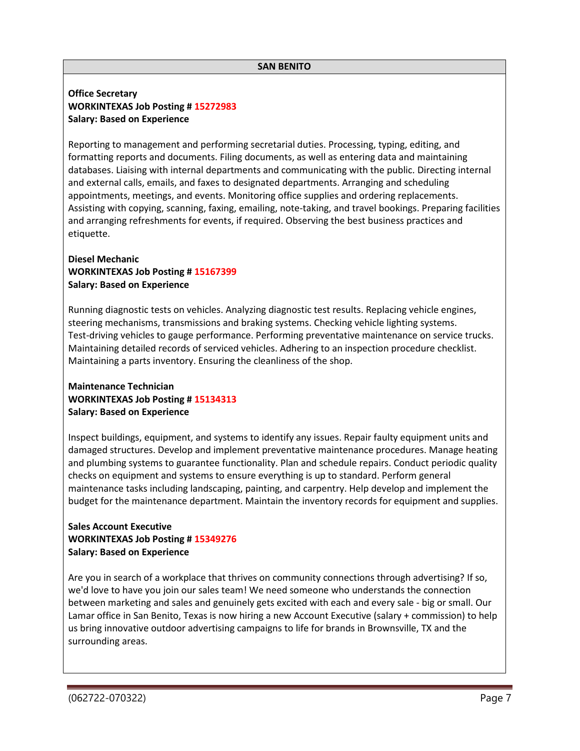## SAN BENITO

**Office Secretary**
**WORKINTEXAS Job Posting # 15272983**
**Salary: Based on Experience**

Reporting to management and performing secretarial duties. Processing, typing, editing, and formatting reports and documents. Filing documents, as well as entering data and maintaining databases. Liaising with internal departments and communicating with the public. Directing internal and external calls, emails, and faxes to designated departments. Arranging and scheduling appointments, meetings, and events. Monitoring office supplies and ordering replacements. Assisting with copying, scanning, faxing, emailing, note-taking, and travel bookings. Preparing facilities and arranging refreshments for events, if required. Observing the best business practices and etiquette.

**Diesel Mechanic**
**WORKINTEXAS Job Posting # 15167399**
**Salary: Based on Experience**

Running diagnostic tests on vehicles. Analyzing diagnostic test results. Replacing vehicle engines, steering mechanisms, transmissions and braking systems. Checking vehicle lighting systems. Test-driving vehicles to gauge performance. Performing preventative maintenance on service trucks. Maintaining detailed records of serviced vehicles. Adhering to an inspection procedure checklist. Maintaining a parts inventory. Ensuring the cleanliness of the shop.

**Maintenance Technician**
**WORKINTEXAS Job Posting # 15134313**
**Salary: Based on Experience**

Inspect buildings, equipment, and systems to identify any issues. Repair faulty equipment units and damaged structures. Develop and implement preventative maintenance procedures. Manage heating and plumbing systems to guarantee functionality. Plan and schedule repairs. Conduct periodic quality checks on equipment and systems to ensure everything is up to standard. Perform general maintenance tasks including landscaping, painting, and carpentry. Help develop and implement the budget for the maintenance department. Maintain the inventory records for equipment and supplies.

**Sales Account Executive**
**WORKINTEXAS Job Posting # 15349276**
**Salary: Based on Experience**

Are you in search of a workplace that thrives on community connections through advertising? If so, we'd love to have you join our sales team! We need someone who understands the connection between marketing and sales and genuinely gets excited with each and every sale - big or small. Our Lamar office in San Benito, Texas is now hiring a new Account Executive (salary + commission) to help us bring innovative outdoor advertising campaigns to life for brands in Brownsville, TX and the surrounding areas.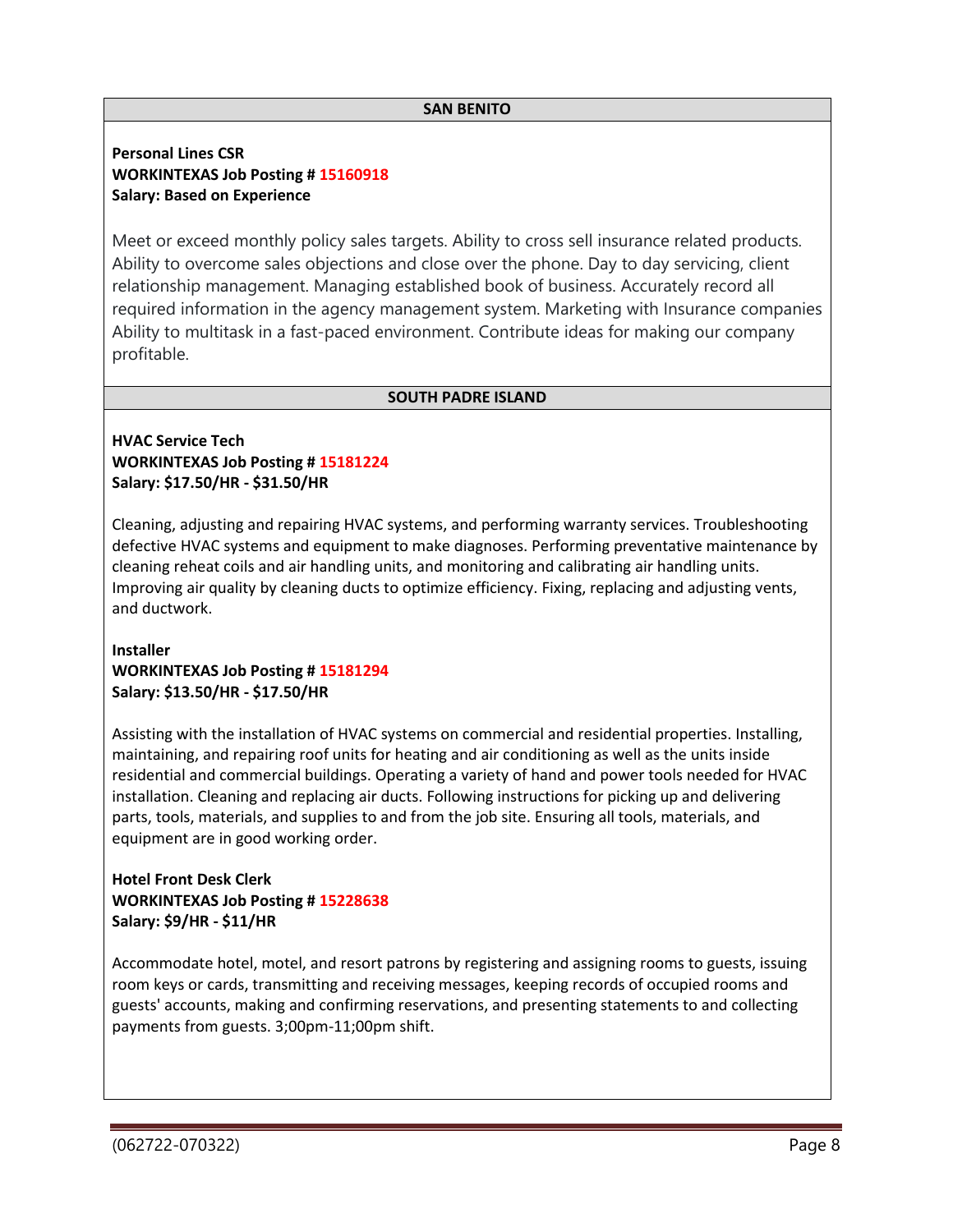## SAN BENITO

**Personal Lines CSR**
**WORKINTEXAS Job Posting # 15160918**
**Salary: Based on Experience**

Meet or exceed monthly policy sales targets. Ability to cross sell insurance related products. Ability to overcome sales objections and close over the phone. Day to day servicing, client relationship management. Managing established book of business. Accurately record all required information in the agency management system. Marketing with Insurance companies Ability to multitask in a fast-paced environment. Contribute ideas for making our company profitable.

## SOUTH PADRE ISLAND

**HVAC Service Tech**
**WORKINTEXAS Job Posting # 15181224**
**Salary: $17.50/HR - $31.50/HR**

Cleaning, adjusting and repairing HVAC systems, and performing warranty services. Troubleshooting defective HVAC systems and equipment to make diagnoses. Performing preventative maintenance by cleaning reheat coils and air handling units, and monitoring and calibrating air handling units. Improving air quality by cleaning ducts to optimize efficiency. Fixing, replacing and adjusting vents, and ductwork.

**Installer**
**WORKINTEXAS Job Posting # 15181294**
**Salary: $13.50/HR - $17.50/HR**

Assisting with the installation of HVAC systems on commercial and residential properties. Installing, maintaining, and repairing roof units for heating and air conditioning as well as the units inside residential and commercial buildings. Operating a variety of hand and power tools needed for HVAC installation. Cleaning and replacing air ducts. Following instructions for picking up and delivering parts, tools, materials, and supplies to and from the job site. Ensuring all tools, materials, and equipment are in good working order.

**Hotel Front Desk Clerk**
**WORKINTEXAS Job Posting # 15228638**
**Salary: $9/HR - $11/HR**

Accommodate hotel, motel, and resort patrons by registering and assigning rooms to guests, issuing room keys or cards, transmitting and receiving messages, keeping records of occupied rooms and guests' accounts, making and confirming reservations, and presenting statements to and collecting payments from guests. 3;00pm-11;00pm shift.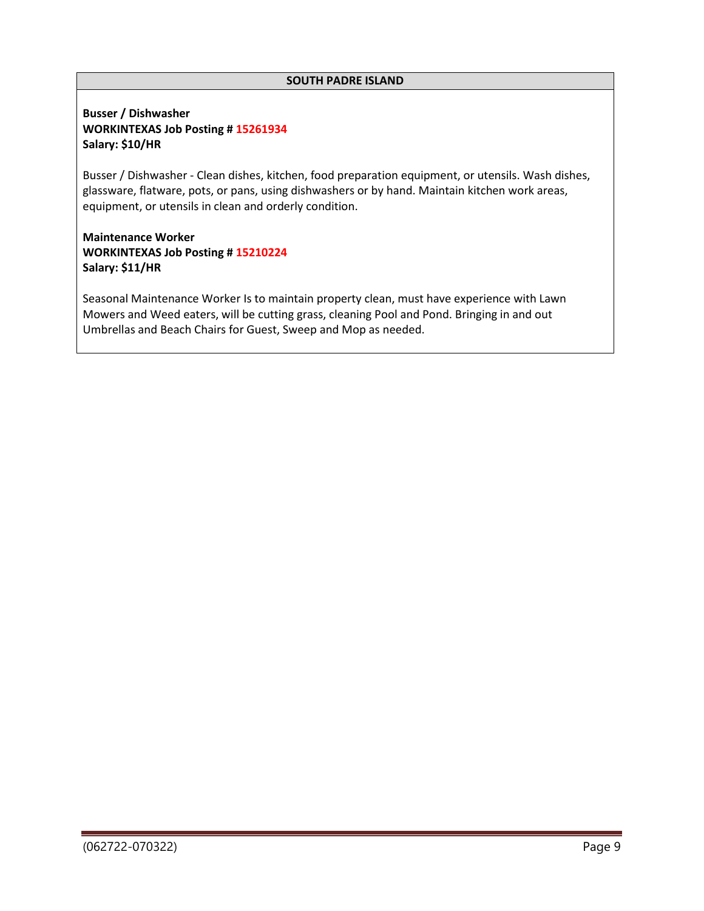## SOUTH PADRE ISLAND

**Busser / Dishwasher**
**WORKINTEXAS Job Posting # 15261934**
**Salary: $10/HR**

Busser / Dishwasher - Clean dishes, kitchen, food preparation equipment, or utensils. Wash dishes, glassware, flatware, pots, or pans, using dishwashers or by hand. Maintain kitchen work areas, equipment, or utensils in clean and orderly condition.

**Maintenance Worker**
**WORKINTEXAS Job Posting # 15210224**
**Salary: $11/HR**

Seasonal Maintenance Worker Is to maintain property clean, must have experience with Lawn Mowers and Weed eaters, will be cutting grass, cleaning Pool and Pond. Bringing in and out Umbrellas and Beach Chairs for Guest, Sweep and Mop as needed.